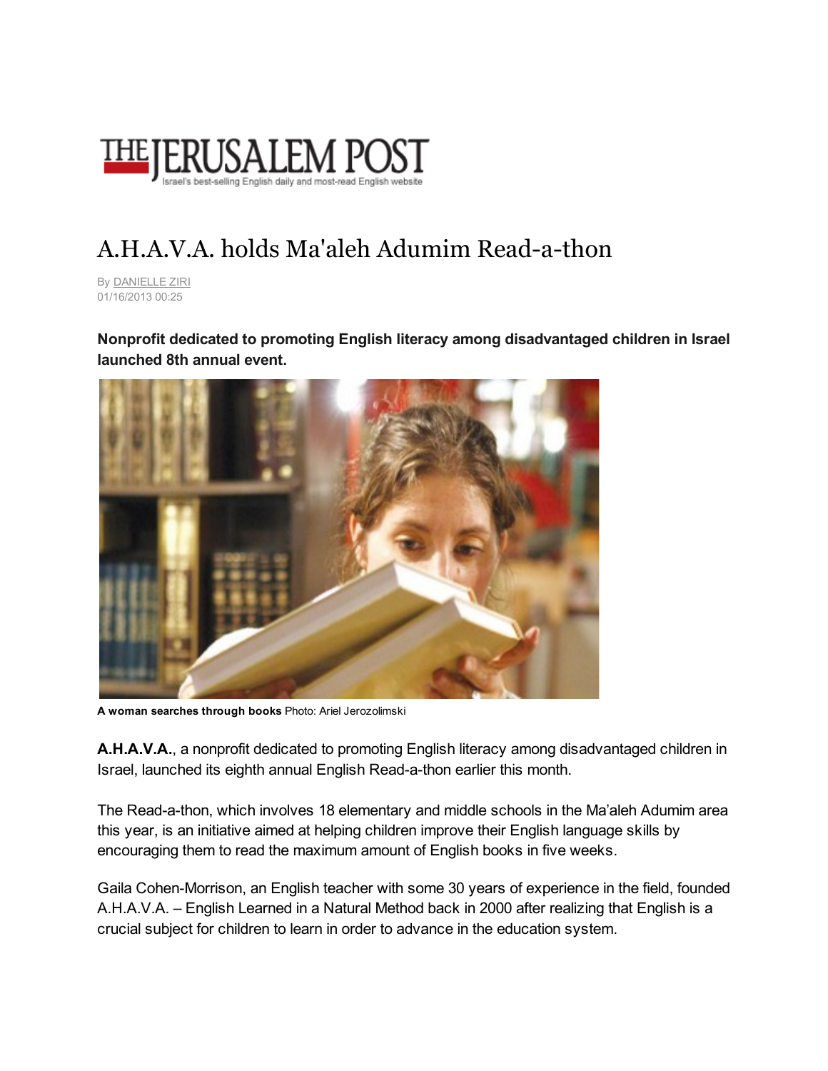# THE JERUSALEM POST

Israel's best-selling English daily and most-read English website

# A.H.A.V.A. holds Ma'aleh Adumim Read-a-thon

By DANIELLE ZIRI
01/16/2013 00:25

**Nonprofit dedicated to promoting English literacy among disadvantaged children in Israel launched 8th annual event.**

**A woman searches through books** Photo: Ariel Jerozolimski

**A.H.A.V.A.**, a nonprofit dedicated to promoting English literacy among disadvantaged children in Israel, launched its eighth annual English Read-a-thon earlier this month.

The Read-a-thon, which involves 18 elementary and middle schools in the Ma'aleh Adumim area this year, is an initiative aimed at helping children improve their English language skills by encouraging them to read the maximum amount of English books in five weeks.

Gaila Cohen-Morrison, an English teacher with some 30 years of experience in the field, founded A.H.A.V.A. – English Learned in a Natural Method back in 2000 after realizing that English is a crucial subject for children to learn in order to advance in the education system.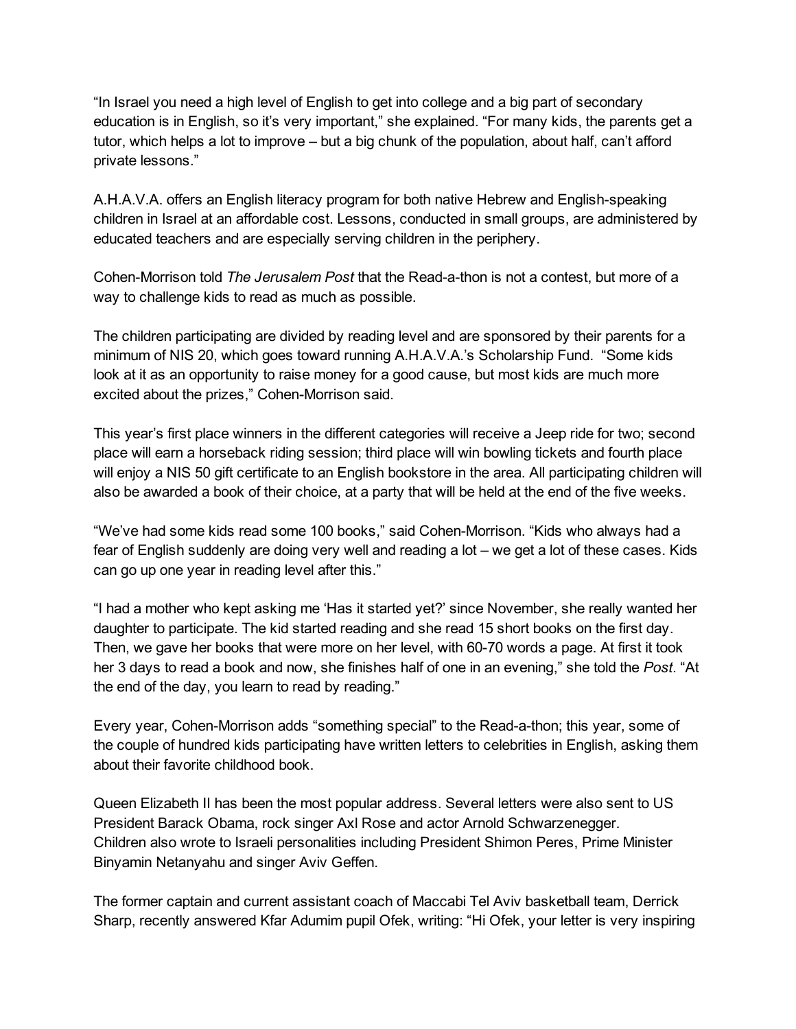"In Israel you need a high level of English to get into college and a big part of secondary education is in English, so it's very important," she explained. "For many kids, the parents get a tutor, which helps a lot to improve – but a big chunk of the population, about half, can't afford private lessons."

A.H.A.V.A. offers an English literacy program for both native Hebrew and English-speaking children in Israel at an affordable cost. Lessons, conducted in small groups, are administered by educated teachers and are especially serving children in the periphery.

Cohen-Morrison told *The Jerusalem Post* that the Read-a-thon is not a contest, but more of a way to challenge kids to read as much as possible.

The children participating are divided by reading level and are sponsored by their parents for a minimum of NIS 20, which goes toward running A.H.A.V.A.'s Scholarship Fund. "Some kids look at it as an opportunity to raise money for a good cause, but most kids are much more excited about the prizes," Cohen-Morrison said.

This year's first place winners in the different categories will receive a Jeep ride for two; second place will earn a horseback riding session; third place will win bowling tickets and fourth place will enjoy a NIS 50 gift certificate to an English bookstore in the area. All participating children will also be awarded a book of their choice, at a party that will be held at the end of the five weeks.

"We've had some kids read some 100 books," said Cohen-Morrison. "Kids who always had a fear of English suddenly are doing very well and reading a lot – we get a lot of these cases. Kids can go up one year in reading level after this."

"I had a mother who kept asking me 'Has it started yet?' since November, she really wanted her daughter to participate. The kid started reading and she read 15 short books on the first day. Then, we gave her books that were more on her level, with 60-70 words a page. At first it took her 3 days to read a book and now, she finishes half of one in an evening," she told the *Post*. "At the end of the day, you learn to read by reading."

Every year, Cohen-Morrison adds "something special" to the Read-a-thon; this year, some of the couple of hundred kids participating have written letters to celebrities in English, asking them about their favorite childhood book.

Queen Elizabeth II has been the most popular address. Several letters were also sent to US President Barack Obama, rock singer Axl Rose and actor Arnold Schwarzenegger. Children also wrote to Israeli personalities including President Shimon Peres, Prime Minister Binyamin Netanyahu and singer Aviv Geffen.

The former captain and current assistant coach of Maccabi Tel Aviv basketball team, Derrick Sharp, recently answered Kfar Adumim pupil Ofek, writing: "Hi Ofek, your letter is very inspiring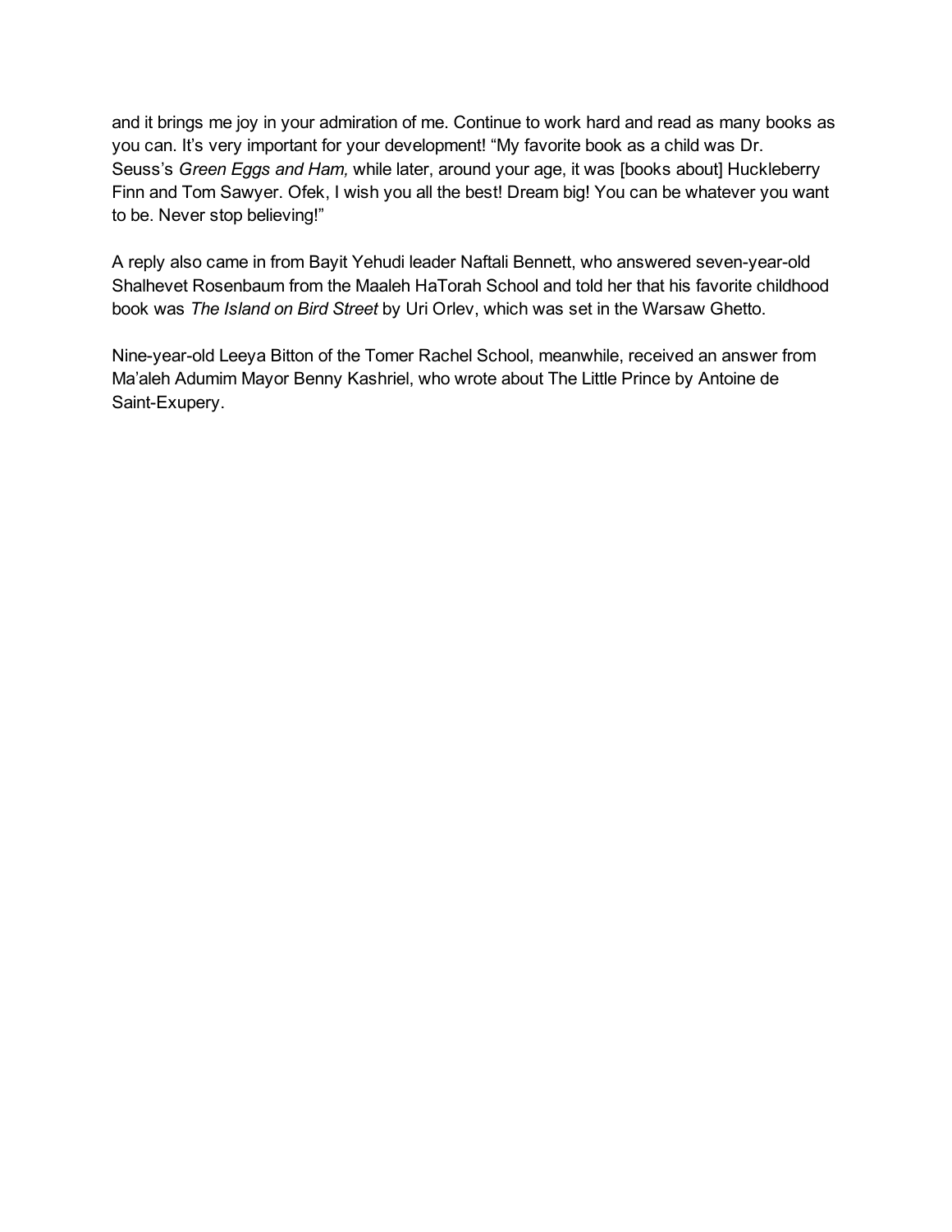and it brings me joy in your admiration of me. Continue to work hard and read as many books as you can. It's very important for your development! "My favorite book as a child was Dr. Seuss's *Green Eggs and Ham,* while later, around your age, it was [books about] Huckleberry Finn and Tom Sawyer. Ofek, I wish you all the best! Dream big! You can be whatever you want to be. Never stop believing!"

A reply also came in from Bayit Yehudi leader Naftali Bennett, who answered seven-year-old Shalhevet Rosenbaum from the Maaleh HaTorah School and told her that his favorite childhood book was *The Island on Bird Street* by Uri Orlev, which was set in the Warsaw Ghetto.

Nine-year-old Leeya Bitton of the Tomer Rachel School, meanwhile, received an answer from Ma'aleh Adumim Mayor Benny Kashriel, who wrote about The Little Prince by Antoine de Saint-Exupery.